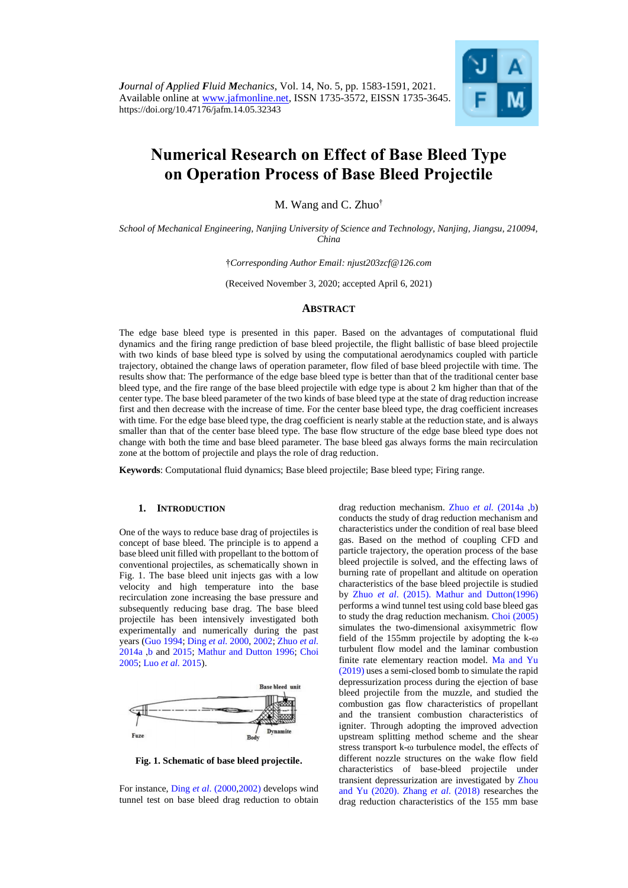*Journal of Applied Fluid Mechanics*, Vol. 14, No. 5, pp. 1583-1591, 2021.
Available online at www.jafmonline.net, ISSN 1735-3572, EISSN 1735-3645.
https://doi.org/10.47176/jafm.14.05.32343

# Numerical Research on Effect of Base Bleed Type on Operation Process of Base Bleed Projectile

M. Wang and C. Zhuo†

*School of Mechanical Engineering, Nanjing University of Science and Technology, Nanjing, Jiangsu, 210094, China*

†*Corresponding Author Email: njust203zcf@126.com*

(Received November 3, 2020; accepted April 6, 2021)

## ABSTRACT

The edge base bleed type is presented in this paper. Based on the advantages of computational fluid dynamics and the firing range prediction of base bleed projectile, the flight ballistic of base bleed projectile with two kinds of base bleed type is solved by using the computational aerodynamics coupled with particle trajectory, obtained the change laws of operation parameter, flow filed of base bleed projectile with time. The results show that: The performance of the edge base bleed type is better than that of the traditional center base bleed type, and the fire range of the base bleed projectile with edge type is about 2 km higher than that of the center type. The base bleed parameter of the two kinds of base bleed type at the state of drag reduction increase first and then decrease with the increase of time. For the center base bleed type, the drag coefficient increases with time. For the edge base bleed type, the drag coefficient is nearly stable at the reduction state, and is always smaller than that of the center base bleed type. The base flow structure of the edge base bleed type does not change with both the time and base bleed parameter. The base bleed gas always forms the main recirculation zone at the bottom of projectile and plays the role of drag reduction.

**Keywords**: Computational fluid dynamics; Base bleed projectile; Base bleed type; Firing range.

## 1. INTRODUCTION

One of the ways to reduce base drag of projectiles is concept of base bleed. The principle is to append a base bleed unit filled with propellant to the bottom of conventional projectiles, as schematically shown in Fig. 1. The base bleed unit injects gas with a low velocity and high temperature into the base recirculation zone increasing the base pressure and subsequently reducing base drag. The base bleed projectile has been intensively investigated both experimentally and numerically during the past years (Guo 1994; Ding *et al.* 2000, 2002; Zhuo *et al.* 2014a ,b and 2015; Mathur and Dutton 1996; Choi 2005; Luo *et al.* 2015).

**Fig. 1. Schematic of base bleed projectile.**

For instance, Ding *et al.* (2000,2002) develops wind tunnel test on base bleed drag reduction to obtain drag reduction mechanism. Zhuo *et al.* (2014a ,b) conducts the study of drag reduction mechanism and characteristics under the condition of real base bleed gas. Based on the method of coupling CFD and particle trajectory, the operation process of the base bleed projectile is solved, and the effecting laws of burning rate of propellant and altitude on operation characteristics of the base bleed projectile is studied by Zhuo *et al*. (2015). Mathur and Dutton(1996) performs a wind tunnel test using cold base bleed gas to study the drag reduction mechanism. Choi (2005) simulates the two-dimensional axisymmetric flow field of the 155mm projectile by adopting the k-ω turbulent flow model and the laminar combustion finite rate elementary reaction model. Ma and Yu (2019) uses a semi-closed bomb to simulate the rapid depressurization process during the ejection of base bleed projectile from the muzzle, and studied the combustion gas flow characteristics of propellant and the transient combustion characteristics of igniter. Through adopting the improved advection upstream splitting method scheme and the shear stress transport k-ω turbulence model, the effects of different nozzle structures on the wake flow field characteristics of base-bleed projectile under transient depressurization are investigated by Zhou and Yu (2020). Zhang *et al.* (2018) researches the drag reduction characteristics of the 155 mm base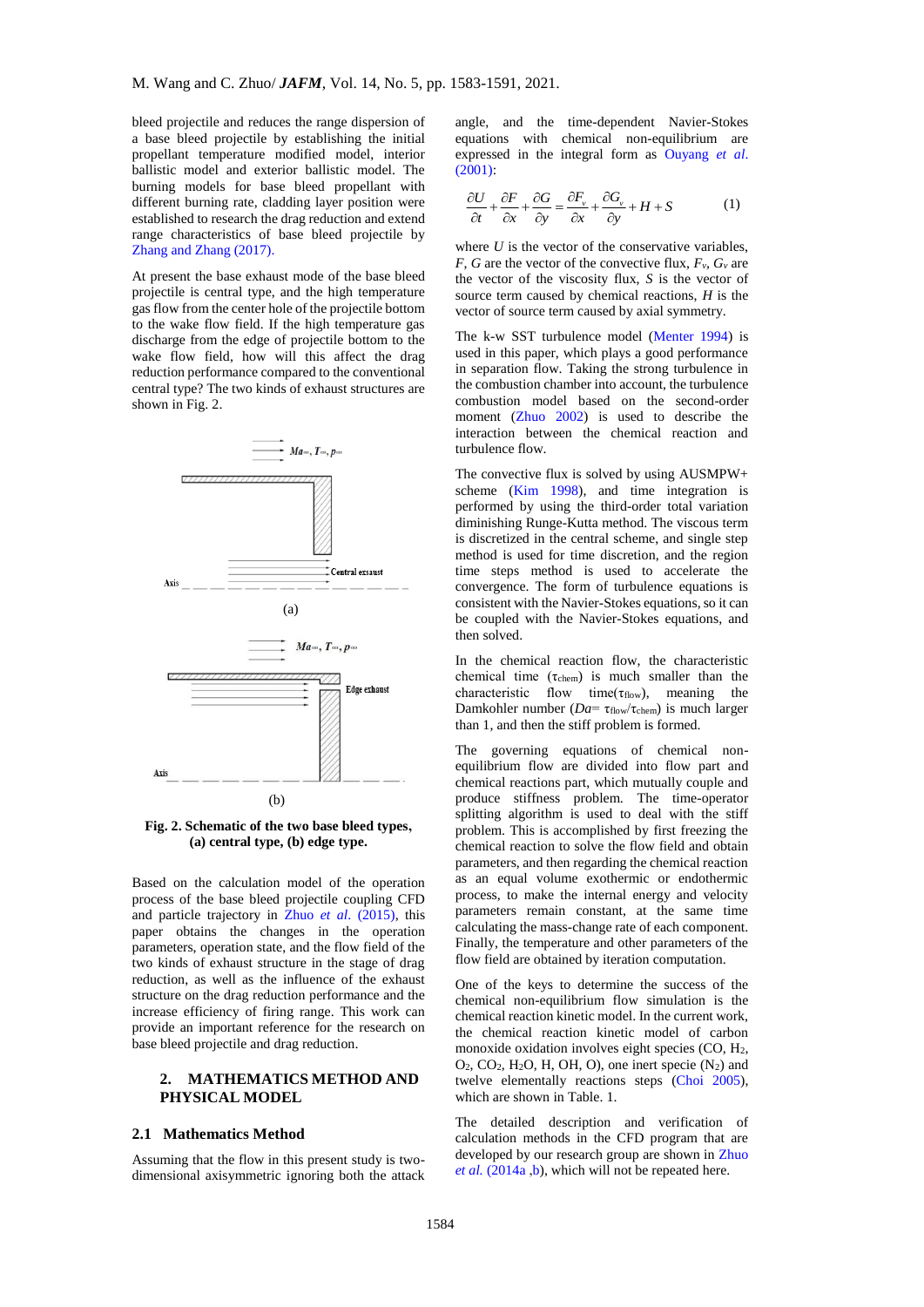bleed projectile and reduces the range dispersion of a base bleed projectile by establishing the initial propellant temperature modified model, interior ballistic model and exterior ballistic model. The burning models for base bleed propellant with different burning rate, cladding layer position were established to research the drag reduction and extend range characteristics of base bleed projectile by Zhang and Zhang (2017).

At present the base exhaust mode of the base bleed projectile is central type, and the high temperature gas flow from the center hole of the projectile bottom to the wake flow field. If the high temperature gas discharge from the edge of projectile bottom to the wake flow field, how will this affect the drag reduction performance compared to the conventional central type? The two kinds of exhaust structures are shown in Fig. 2.

**Fig. 2. Schematic of the two base bleed types, (a) central type, (b) edge type.**

Based on the calculation model of the operation process of the base bleed projectile coupling CFD and particle trajectory in Zhuo *et al*. (2015), this paper obtains the changes in the operation parameters, operation state, and the flow field of the two kinds of exhaust structure in the stage of drag reduction, as well as the influence of the exhaust structure on the drag reduction performance and the increase efficiency of firing range. This work can provide an important reference for the research on base bleed projectile and drag reduction.

## 2. MATHEMATICS METHOD AND PHYSICAL MODEL

### 2.1 Mathematics Method

Assuming that the flow in this present study is two-dimensional axisymmetric ignoring both the attack angle, and the time-dependent Navier-Stokes equations with chemical non-equilibrium are expressed in the integral form as Ouyang *et al.* (2001):

$$\frac{\partial U}{\partial t}+\frac{\partial F}{\partial x}+\frac{\partial G}{\partial y}=\frac{\partial F_v}{\partial x}+\frac{\partial G_v}{\partial y}+H+S \qquad (1)$$

where $U$ is the vector of the conservative variables, $F$, $G$ are the vector of the convective flux, $F_v$, $G_v$ are the vector of the viscosity flux, $S$ is the vector of source term caused by chemical reactions, $H$ is the vector of source term caused by axial symmetry.

The k-w SST turbulence model (Menter 1994) is used in this paper, which plays a good performance in separation flow. Taking the strong turbulence in the combustion chamber into account, the turbulence combustion model based on the second-order moment (Zhuo 2002) is used to describe the interaction between the chemical reaction and turbulence flow.

The convective flux is solved by using AUSMPW+ scheme (Kim 1998), and time integration is performed by using the third-order total variation diminishing Runge-Kutta method. The viscous term is discretized in the central scheme, and single step method is used for time discretion, and the region time steps method is used to accelerate the convergence. The form of turbulence equations is consistent with the Navier-Stokes equations, so it can be coupled with the Navier-Stokes equations, and then solved.

In the chemical reaction flow, the characteristic chemical time ($\tau_{\mathrm{chem}}$) is much smaller than the characteristic flow time($\tau_{\mathrm{flow}}$), meaning the Damkohler number ($Da= \tau_{\mathrm{flow}}/\tau_{\mathrm{chem}}$) is much larger than 1, and then the stiff problem is formed.

The governing equations of chemical non-equilibrium flow are divided into flow part and chemical reactions part, which mutually couple and produce stiffness problem. The time-operator splitting algorithm is used to deal with the stiff problem. This is accomplished by first freezing the chemical reaction to solve the flow field and obtain parameters, and then regarding the chemical reaction as an equal volume exothermic or endothermic process, to make the internal energy and velocity parameters remain constant, at the same time calculating the mass-change rate of each component. Finally, the temperature and other parameters of the flow field are obtained by iteration computation.

One of the keys to determine the success of the chemical non-equilibrium flow simulation is the chemical reaction kinetic model. In the current work, the chemical reaction kinetic model of carbon monoxide oxidation involves eight species (CO, $H_2$, $O_2$, $CO_2$, $H_2O$, H, OH, O), one inert specie ($N_2$) and twelve elementally reactions steps (Choi 2005), which are shown in Table. 1.

The detailed description and verification of calculation methods in the CFD program that are developed by our research group are shown in Zhuo *et al.* (2014a ,b), which will not be repeated here.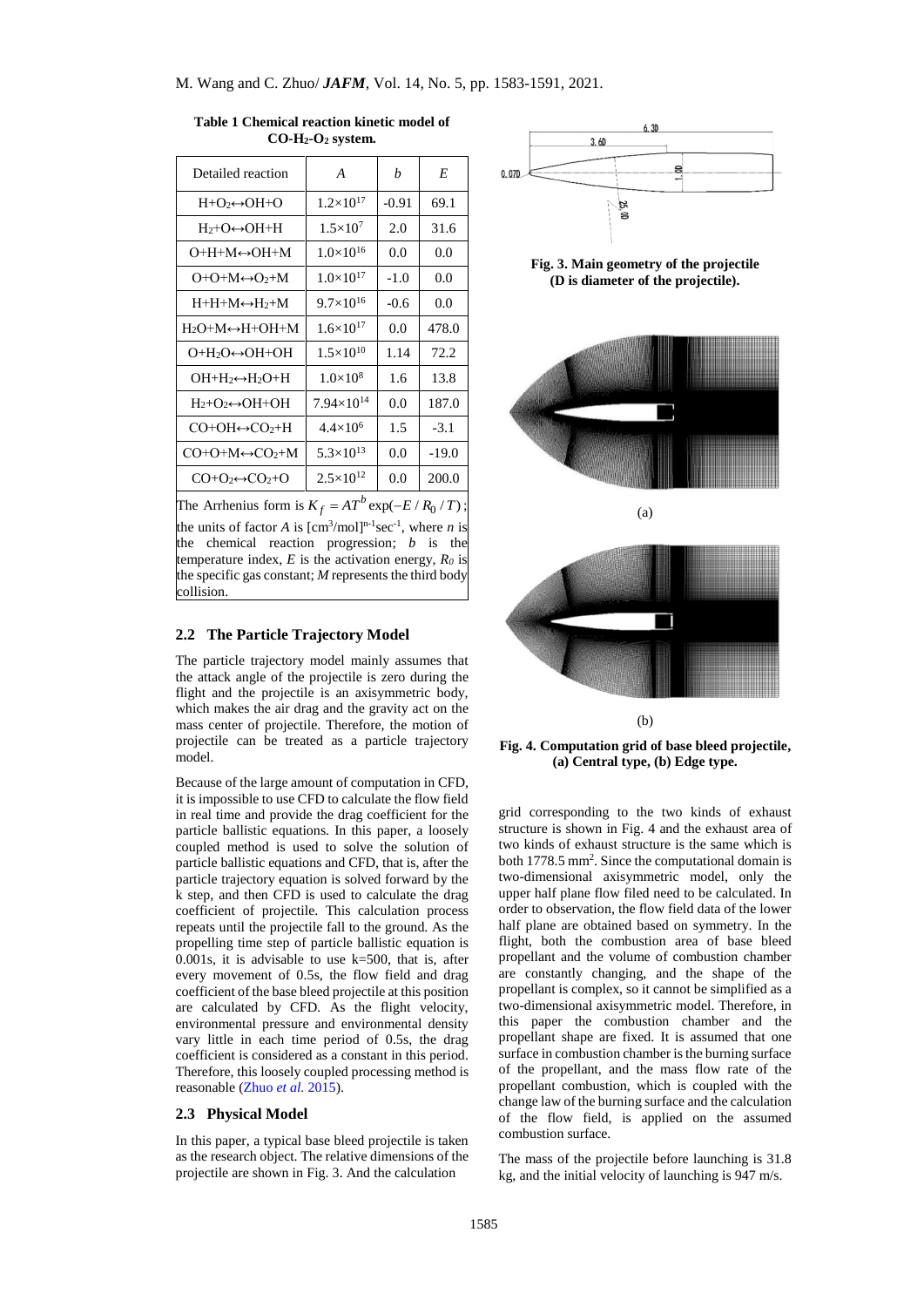**Table 1 Chemical reaction kinetic model of $CO$-$H_2$-$O_2$ system.**

| Detailed reaction | $A$ | $b$ | $E$ |
|---|---|---|---|
| $H+O_2 \leftrightarrow OH+O$ | $1.2\times10^{17}$ | -0.91 | 69.1 |
| $H_2+O \leftrightarrow OH+H$ | $1.5\times10^{7}$ | 2.0 | 31.6 |
| $O+H+M \leftrightarrow OH+M$ | $1.0\times10^{16}$ | 0.0 | 0.0 |
| $O+O+M \leftrightarrow O_2+M$ | $1.0\times10^{17}$ | -1.0 | 0.0 |
| $H+H+M \leftrightarrow H_2+M$ | $9.7\times10^{16}$ | -0.6 | 0.0 |
| $H_2O+M \leftrightarrow H+OH+M$ | $1.6\times10^{17}$ | 0.0 | 478.0 |
| $O+H_2O \leftrightarrow OH+OH$ | $1.5\times10^{10}$ | 1.14 | 72.2 |
| $OH+H_2 \leftrightarrow H_2O+H$ | $1.0\times10^{8}$ | 1.6 | 13.8 |
| $H_2+O_2 \leftrightarrow OH+OH$ | $7.94\times10^{14}$ | 0.0 | 187.0 |
| $CO+OH \leftrightarrow CO_2+H$ | $4.4\times10^{6}$ | 1.5 | -3.1 |
| $CO+O+M \leftrightarrow CO_2+M$ | $5.3\times10^{13}$ | 0.0 | -19.0 |
| $CO+O_2 \leftrightarrow CO_2+O$ | $2.5\times10^{12}$ | 0.0 | 200.0 |

The Arrhenius form is $K_f = AT^b \exp(-E/R_0/T)$; the units of factor $A$ is $[\text{cm}^3/\text{mol}]^{n-1}\text{sec}^{-1}$, where $n$ is the chemical reaction progression; $b$ is the temperature index, $E$ is the activation energy, $R_0$ is the specific gas constant; $M$ represents the third body collision.

## 2.2 The Particle Trajectory Model

The particle trajectory model mainly assumes that the attack angle of the projectile is zero during the flight and the projectile is an axisymmetric body, which makes the air drag and the gravity act on the mass center of projectile. Therefore, the motion of projectile can be treated as a particle trajectory model.

Because of the large amount of computation in CFD, it is impossible to use CFD to calculate the flow field in real time and provide the drag coefficient for the particle ballistic equations. In this paper, a loosely coupled method is used to solve the solution of particle ballistic equations and CFD, that is, after the particle trajectory equation is solved forward by the k step, and then CFD is used to calculate the drag coefficient of projectile. This calculation process repeats until the projectile fall to the ground. As the propelling time step of particle ballistic equation is 0.001s, it is advisable to use k=500, that is, after every movement of 0.5s, the flow field and drag coefficient of the base bleed projectile at this position are calculated by CFD. As the flight velocity, environmental pressure and environmental density vary little in each time period of 0.5s, the drag coefficient is considered as a constant in this period. Therefore, this loosely coupled processing method is reasonable (Zhuo *et al.* 2015).

## 2.3 Physical Model

In this paper, a typical base bleed projectile is taken as the research object. The relative dimensions of the projectile are shown in Fig. 3. And the calculation

**Fig. 3. Main geometry of the projectile (D is diameter of the projectile).**

(a)

(b)

**Fig. 4. Computation grid of base bleed projectile, (a) Central type, (b) Edge type.**

grid corresponding to the two kinds of exhaust structure is shown in Fig. 4 and the exhaust area of two kinds of exhaust structure is the same which is both 1778.5 mm$^2$. Since the computational domain is two-dimensional axisymmetric model, only the upper half plane flow filed need to be calculated. In order to observation, the flow field data of the lower half plane are obtained based on symmetry. In the flight, both the combustion area of base bleed propellant and the volume of combustion chamber are constantly changing, and the shape of the propellant is complex, so it cannot be simplified as a two-dimensional axisymmetric model. Therefore, in this paper the combustion chamber and the propellant shape are fixed. It is assumed that one surface in combustion chamber is the burning surface of the propellant, and the mass flow rate of the propellant combustion, which is coupled with the change law of the burning surface and the calculation of the flow field, is applied on the assumed combustion surface.

The mass of the projectile before launching is 31.8 kg, and the initial velocity of launching is 947 m/s.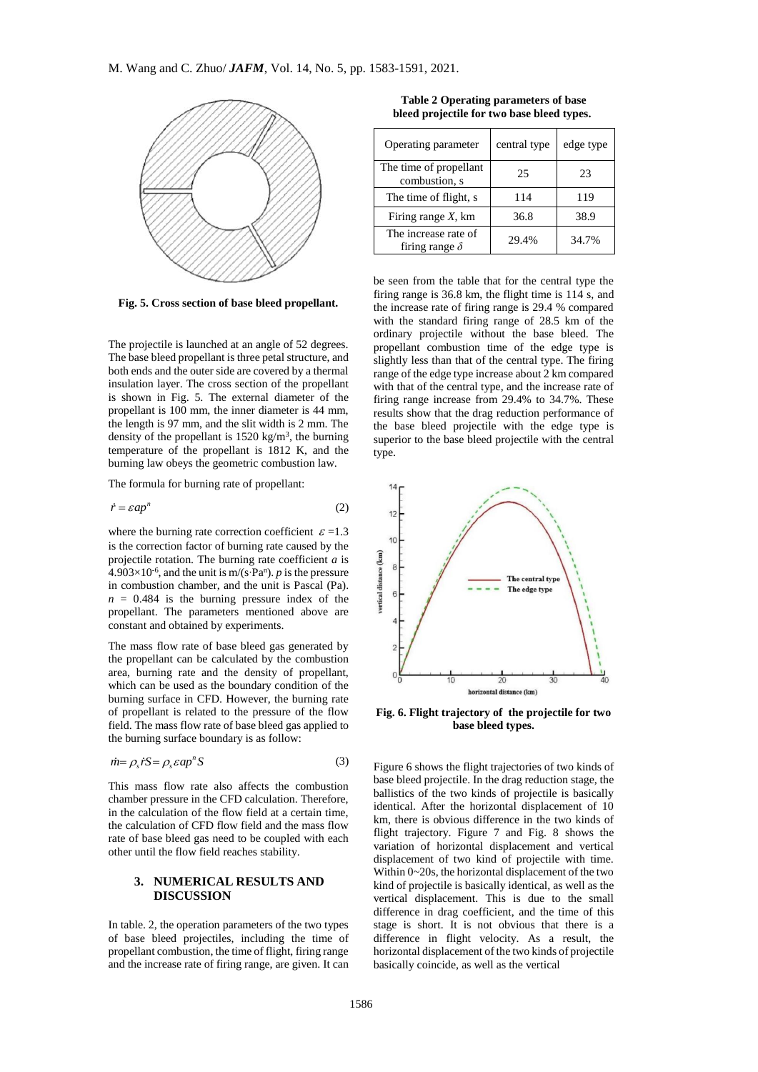Fig. 5. Cross section of base bleed propellant.

The projectile is launched at an angle of 52 degrees. The base bleed propellant is three petal structure, and both ends and the outer side are covered by a thermal insulation layer. The cross section of the propellant is shown in Fig. 5. The external diameter of the propellant is 100 mm, the inner diameter is 44 mm, the length is 97 mm, and the slit width is 2 mm. The density of the propellant is 1520 kg/m$^3$, the burning temperature of the propellant is 1812 K, and the burning law obeys the geometric combustion law.

The formula for burning rate of propellant:

$$\dot{r} = \varepsilon a p^n \tag{2}$$

where the burning rate correction coefficient $\varepsilon$ =1.3 is the correction factor of burning rate caused by the projectile rotation. The burning rate coefficient $a$ is $4.903\times10^{-6}$, and the unit is m/(s·Pa$^n$). $p$ is the pressure in combustion chamber, and the unit is Pascal (Pa). $n$ = 0.484 is the burning pressure index of the propellant. The parameters mentioned above are constant and obtained by experiments.

The mass flow rate of base bleed gas generated by the propellant can be calculated by the combustion area, burning rate and the density of propellant, which can be used as the boundary condition of the burning surface in CFD. However, the burning rate of propellant is related to the pressure of the flow field. The mass flow rate of base bleed gas applied to the burning surface boundary is as follow:

$$\dot{m} = \rho_s \dot{r} S = \rho_s \varepsilon a p^n S \tag{3}$$

This mass flow rate also affects the combustion chamber pressure in the CFD calculation. Therefore, in the calculation of the flow field at a certain time, the calculation of CFD flow field and the mass flow rate of base bleed gas need to be coupled with each other until the flow field reaches stability.

## 3. NUMERICAL RESULTS AND DISCUSSION

In table. 2, the operation parameters of the two types of base bleed projectiles, including the time of propellant combustion, the time of flight, firing range and the increase rate of firing range, are given. It can be seen from the table that for the central type the firing range is 36.8 km, the flight time is 114 s, and the increase rate of firing range is 29.4 % compared with the standard firing range of 28.5 km of the ordinary projectile without the base bleed. The propellant combustion time of the edge type is slightly less than that of the central type. The firing range of the edge type increase about 2 km compared with that of the central type, and the increase rate of firing range increase from 29.4% to 34.7%. These results show that the drag reduction performance of the base bleed projectile with the edge type is superior to the base bleed projectile with the central type.

**Table 2 Operating parameters of base bleed projectile for two base bleed types.**

| Operating parameter | central type | edge type |
|---|---|---|
| The time of propellant combustion, s | 25 | 23 |
| The time of flight, s | 114 | 119 |
| Firing range $X$, km | 36.8 | 38.9 |
| The increase rate of firing range $\delta$ | 29.4% | 34.7% |

Fig. 6. Flight trajectory of the projectile for two base bleed types.

Figure 6 shows the flight trajectories of two kinds of base bleed projectile. In the drag reduction stage, the ballistics of the two kinds of projectile is basically identical. After the horizontal displacement of 10 km, there is obvious difference in the two kinds of flight trajectory. Figure 7 and Fig. 8 shows the variation of horizontal displacement and vertical displacement of two kind of projectile with time. Within 0~20s, the horizontal displacement of the two kind of projectile is basically identical, as well as the vertical displacement. This is due to the small difference in drag coefficient, and the time of this stage is short. It is not obvious that there is a difference in flight velocity. As a result, the horizontal displacement of the two kinds of projectile basically coincide, as well as the vertical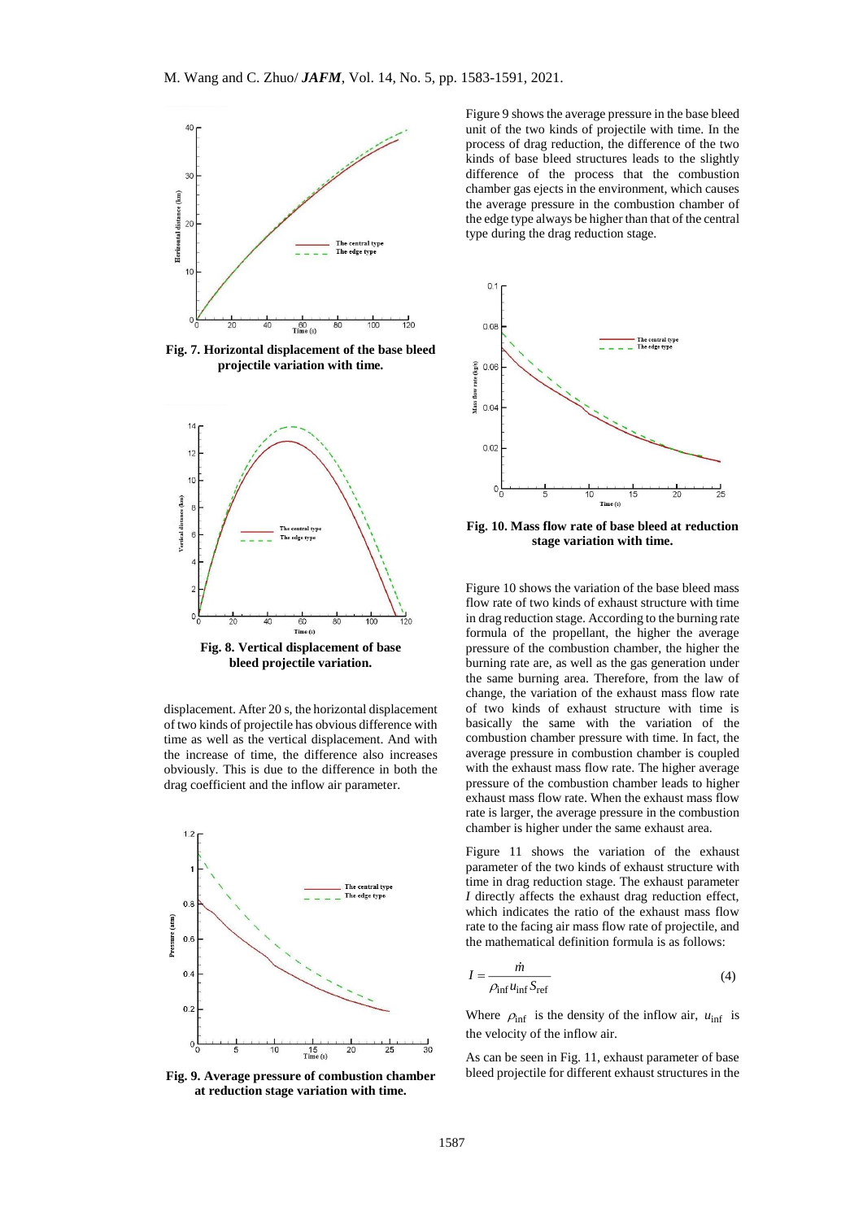Fig. 7. Horizontal displacement of the base bleed projectile variation with time.

Fig. 8. Vertical displacement of base bleed projectile variation.

displacement. After 20 s, the horizontal displacement of two kinds of projectile has obvious difference with time as well as the vertical displacement. And with the increase of time, the difference also increases obviously. This is due to the difference in both the drag coefficient and the inflow air parameter.

Fig. 9. Average pressure of combustion chamber at reduction stage variation with time.

Figure 9 shows the average pressure in the base bleed unit of the two kinds of projectile with time. In the process of drag reduction, the difference of the two kinds of base bleed structures leads to the slightly difference of the process that the combustion chamber gas ejects in the environment, which causes the average pressure in the combustion chamber of the edge type always be higher than that of the central type during the drag reduction stage.

Fig. 10. Mass flow rate of base bleed at reduction stage variation with time.

Figure 10 shows the variation of the base bleed mass flow rate of two kinds of exhaust structure with time in drag reduction stage. According to the burning rate formula of the propellant, the higher the average pressure of the combustion chamber, the higher the burning rate are, as well as the gas generation under the same burning area. Therefore, from the law of change, the variation of the exhaust mass flow rate of two kinds of exhaust structure with time is basically the same with the variation of the combustion chamber pressure with time. In fact, the average pressure in combustion chamber is coupled with the exhaust mass flow rate. The higher average pressure of the combustion chamber leads to higher exhaust mass flow rate. When the exhaust mass flow rate is larger, the average pressure in the combustion chamber is higher under the same exhaust area.

Figure 11 shows the variation of the exhaust parameter of the two kinds of exhaust structure with time in drag reduction stage. The exhaust parameter $I$ directly affects the exhaust drag reduction effect, which indicates the ratio of the exhaust mass flow rate to the facing air mass flow rate of projectile, and the mathematical definition formula is as follows:

$$I = \frac{\dot{m}}{\rho_{\text{inf}} u_{\text{inf}} S_{\text{ref}}} \tag{4}$$

Where $\rho_{\text{inf}}$ is the density of the inflow air, $u_{\text{inf}}$ is the velocity of the inflow air.

As can be seen in Fig. 11, exhaust parameter of base bleed projectile for different exhaust structures in the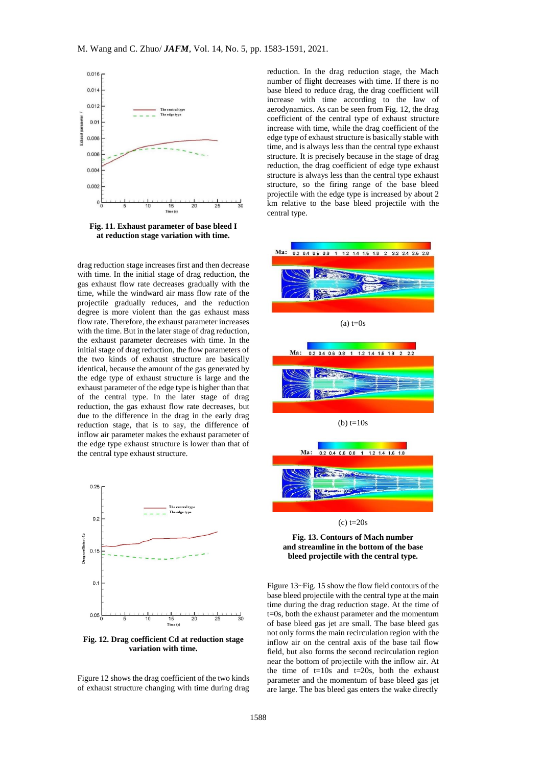Fig. 11. **Exhaust parameter of base bleed I at reduction stage variation with time.**

drag reduction stage increases first and then decrease with time. In the initial stage of drag reduction, the gas exhaust flow rate decreases gradually with the time, while the windward air mass flow rate of the projectile gradually reduces, and the reduction degree is more violent than the gas exhaust mass flow rate. Therefore, the exhaust parameter increases with the time. But in the later stage of drag reduction, the exhaust parameter decreases with time. In the initial stage of drag reduction, the flow parameters of the two kinds of exhaust structure are basically identical, because the amount of the gas generated by the edge type of exhaust structure is large and the exhaust parameter of the edge type is higher than that of the central type. In the later stage of drag reduction, the gas exhaust flow rate decreases, but due to the difference in the drag in the early drag reduction stage, that is to say, the difference of inflow air parameter makes the exhaust parameter of the edge type exhaust structure is lower than that of the central type exhaust structure.

**Fig. 12. Drag coefficient Cd at reduction stage variation with time.**

Figure 12 shows the drag coefficient of the two kinds of exhaust structure changing with time during drag reduction. In the drag reduction stage, the Mach number of flight decreases with time. If there is no base bleed to reduce drag, the drag coefficient will increase with time according to the law of aerodynamics. As can be seen from Fig. 12, the drag coefficient of the central type of exhaust structure increase with time, while the drag coefficient of the edge type of exhaust structure is basically stable with time, and is always less than the central type exhaust structure. It is precisely because in the stage of drag reduction, the drag coefficient of edge type exhaust structure is always less than the central type exhaust structure, so the firing range of the base bleed projectile with the edge type is increased by about 2 km relative to the base bleed projectile with the central type.

(a) t=0s

(b) t=10s

(c) t=20s

**Fig. 13. Contours of Mach number and streamline in the bottom of the base bleed projectile with the central type.**

Figure 13~Fig. 15 show the flow field contours of the base bleed projectile with the central type at the main time during the drag reduction stage. At the time of t=0s, both the exhaust parameter and the momentum of base bleed gas jet are small. The base bleed gas not only forms the main recirculation region with the inflow air on the central axis of the base tail flow field, but also forms the second recirculation region near the bottom of projectile with the inflow air. At the time of t=10s and t=20s, both the exhaust parameter and the momentum of base bleed gas jet are large. The bas bleed gas enters the wake directly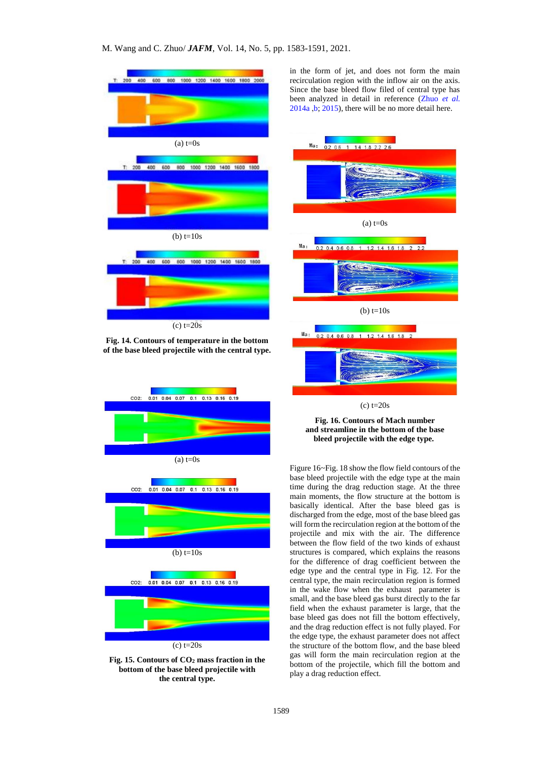(a) t=0s

(b) t=10s

(c) t=20s

**Fig. 14. Contours of temperature in the bottom of the base bleed projectile with the central type.**

(a) t=0s

(b) t=10s

(c) t=20s

**Fig. 15. Contours of $CO_2$ mass fraction in the bottom of the base bleed projectile with the central type.**

in the form of jet, and does not form the main recirculation region with the inflow air on the axis. Since the base bleed flow filed of central type has been analyzed in detail in reference (Zhuo *et al.* 2014a ,b; 2015), there will be no more detail here.

(a) t=0s

(b) t=10s

(c) t=20s

**Fig. 16. Contours of Mach number and streamline in the bottom of the base bleed projectile with the edge type.**

Figure 16~Fig. 18 show the flow field contours of the base bleed projectile with the edge type at the main time during the drag reduction stage. At the three main moments, the flow structure at the bottom is basically identical. After the base bleed gas is discharged from the edge, most of the base bleed gas will form the recirculation region at the bottom of the projectile and mix with the air. The difference between the flow field of the two kinds of exhaust structures is compared, which explains the reasons for the difference of drag coefficient between the edge type and the central type in Fig. 12. For the central type, the main recirculation region is formed in the wake flow when the exhaust parameter is small, and the base bleed gas burst directly to the far field when the exhaust parameter is large, that the base bleed gas does not fill the bottom effectively, and the drag reduction effect is not fully played. For the edge type, the exhaust parameter does not affect the structure of the bottom flow, and the base bleed gas will form the main recirculation region at the bottom of the projectile, which fill the bottom and play a drag reduction effect.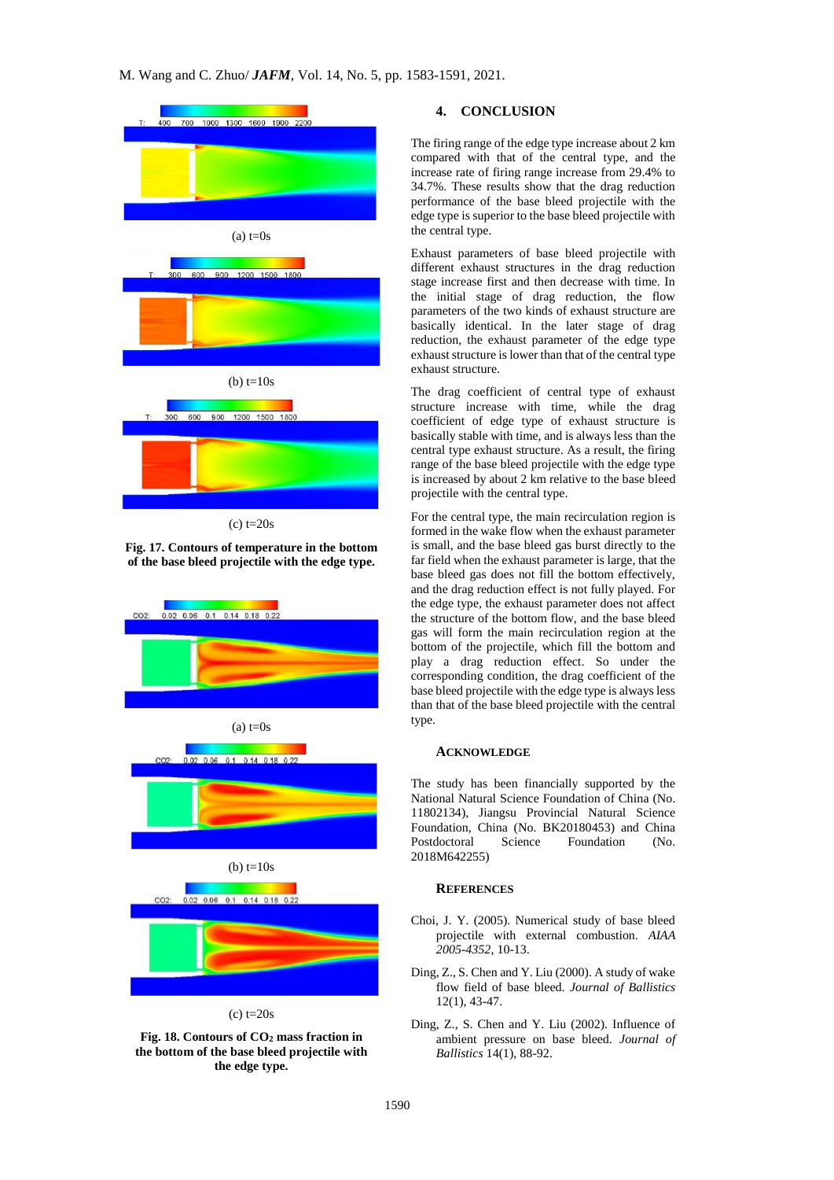(a) t=0s

(b) t=10s

(c) t=20s

**Fig. 17. Contours of temperature in the bottom of the base bleed projectile with the edge type.**

(a) t=0s

(b) t=10s

(c) t=20s

**Fig. 18. Contours of $CO_2$ mass fraction in the bottom of the base bleed projectile with the edge type.**

## 4. CONCLUSION

The firing range of the edge type increase about 2 km compared with that of the central type, and the increase rate of firing range increase from 29.4% to 34.7%. These results show that the drag reduction performance of the base bleed projectile with the edge type is superior to the base bleed projectile with the central type.

Exhaust parameters of base bleed projectile with different exhaust structures in the drag reduction stage increase first and then decrease with time. In the initial stage of drag reduction, the flow parameters of the two kinds of exhaust structure are basically identical. In the later stage of drag reduction, the exhaust parameter of the edge type exhaust structure is lower than that of the central type exhaust structure.

The drag coefficient of central type of exhaust structure increase with time, while the drag coefficient of edge type of exhaust structure is basically stable with time, and is always less than the central type exhaust structure. As a result, the firing range of the base bleed projectile with the edge type is increased by about 2 km relative to the base bleed projectile with the central type.

For the central type, the main recirculation region is formed in the wake flow when the exhaust parameter is small, and the base bleed gas burst directly to the far field when the exhaust parameter is large, that the base bleed gas does not fill the bottom effectively, and the drag reduction effect is not fully played. For the edge type, the exhaust parameter does not affect the structure of the bottom flow, and the base bleed gas will form the main recirculation region at the bottom of the projectile, which fill the bottom and play a drag reduction effect. So under the corresponding condition, the drag coefficient of the base bleed projectile with the edge type is always less than that of the base bleed projectile with the central type.

### ACKNOWLEDGE

The study has been financially supported by the National Natural Science Foundation of China (No. 11802134), Jiangsu Provincial Natural Science Foundation, China (No. BK20180453) and China Postdoctoral Science Foundation (No. 2018M642255)

### REFERENCES

Choi, J. Y. (2005). Numerical study of base bleed projectile with external combustion. *AIAA 2005-4352*, 10-13.

Ding, Z., S. Chen and Y. Liu (2000). A study of wake flow field of base bleed. *Journal of Ballistics* 12(1), 43-47.

Ding, Z., S. Chen and Y. Liu (2002). Influence of ambient pressure on base bleed. *Journal of Ballistics* 14(1), 88-92.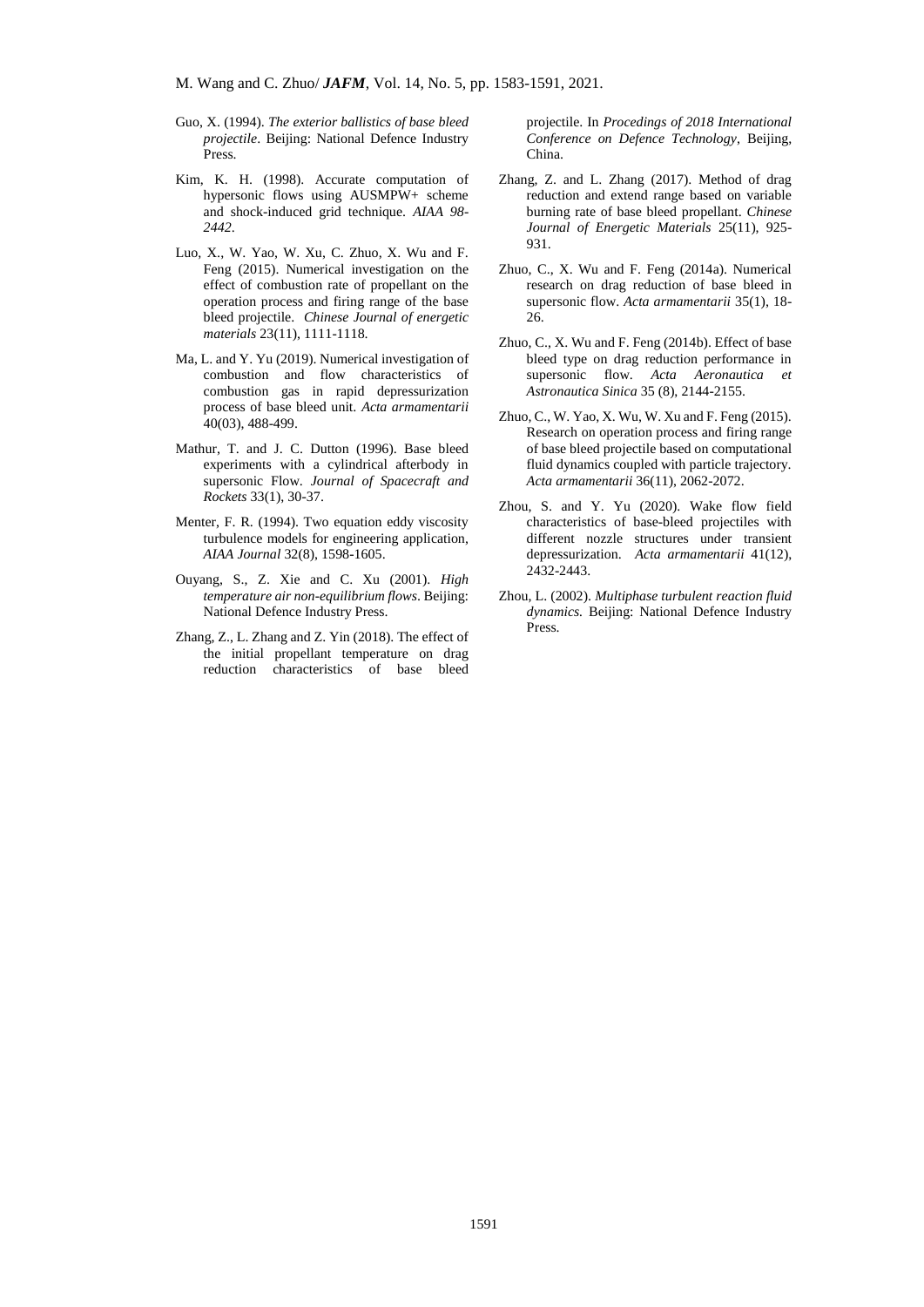Guo, X. (1994). *The exterior ballistics of base bleed projectile*. Beijing: National Defence Industry Press.

Kim, K. H. (1998). Accurate computation of hypersonic flows using AUSMPW+ scheme and shock-induced grid technique. *AIAA 98-2442*.

Luo, X., W. Yao, W. Xu, C. Zhuo, X. Wu and F. Feng (2015). Numerical investigation on the effect of combustion rate of propellant on the operation process and firing range of the base bleed projectile. *Chinese Journal of energetic materials* 23(11), 1111-1118.

Ma, L. and Y. Yu (2019). Numerical investigation of combustion and flow characteristics of combustion gas in rapid depressurization process of base bleed unit. *Acta armamentarii* 40(03), 488-499.

Mathur, T. and J. C. Dutton (1996). Base bleed experiments with a cylindrical afterbody in supersonic Flow. *Journal of Spacecraft and Rockets* 33(1), 30-37.

Menter, F. R. (1994). Two equation eddy viscosity turbulence models for engineering application, *AIAA Journal* 32(8), 1598-1605.

Ouyang, S., Z. Xie and C. Xu (2001). *High temperature air non-equilibrium flows*. Beijing: National Defence Industry Press.

Zhang, Z., L. Zhang and Z. Yin (2018). The effect of the initial propellant temperature on drag reduction characteristics of base bleed projectile. In *Procedings of 2018 International Conference on Defence Technology*, Beijing, China.

Zhang, Z. and L. Zhang (2017). Method of drag reduction and extend range based on variable burning rate of base bleed propellant. *Chinese Journal of Energetic Materials* 25(11), 925-931.

Zhuo, C., X. Wu and F. Feng (2014a). Numerical research on drag reduction of base bleed in supersonic flow. *Acta armamentarii* 35(1), 18-26.

Zhuo, C., X. Wu and F. Feng (2014b). Effect of base bleed type on drag reduction performance in supersonic flow. *Acta Aeronautica et Astronautica Sinica* 35 (8), 2144-2155.

Zhuo, C., W. Yao, X. Wu, W. Xu and F. Feng (2015). Research on operation process and firing range of base bleed projectile based on computational fluid dynamics coupled with particle trajectory. *Acta armamentarii* 36(11), 2062-2072.

Zhou, S. and Y. Yu (2020). Wake flow field characteristics of base-bleed projectiles with different nozzle structures under transient depressurization. *Acta armamentarii* 41(12), 2432-2443.

Zhou, L. (2002). *Multiphase turbulent reaction fluid dynamics.* Beijing: National Defence Industry Press.